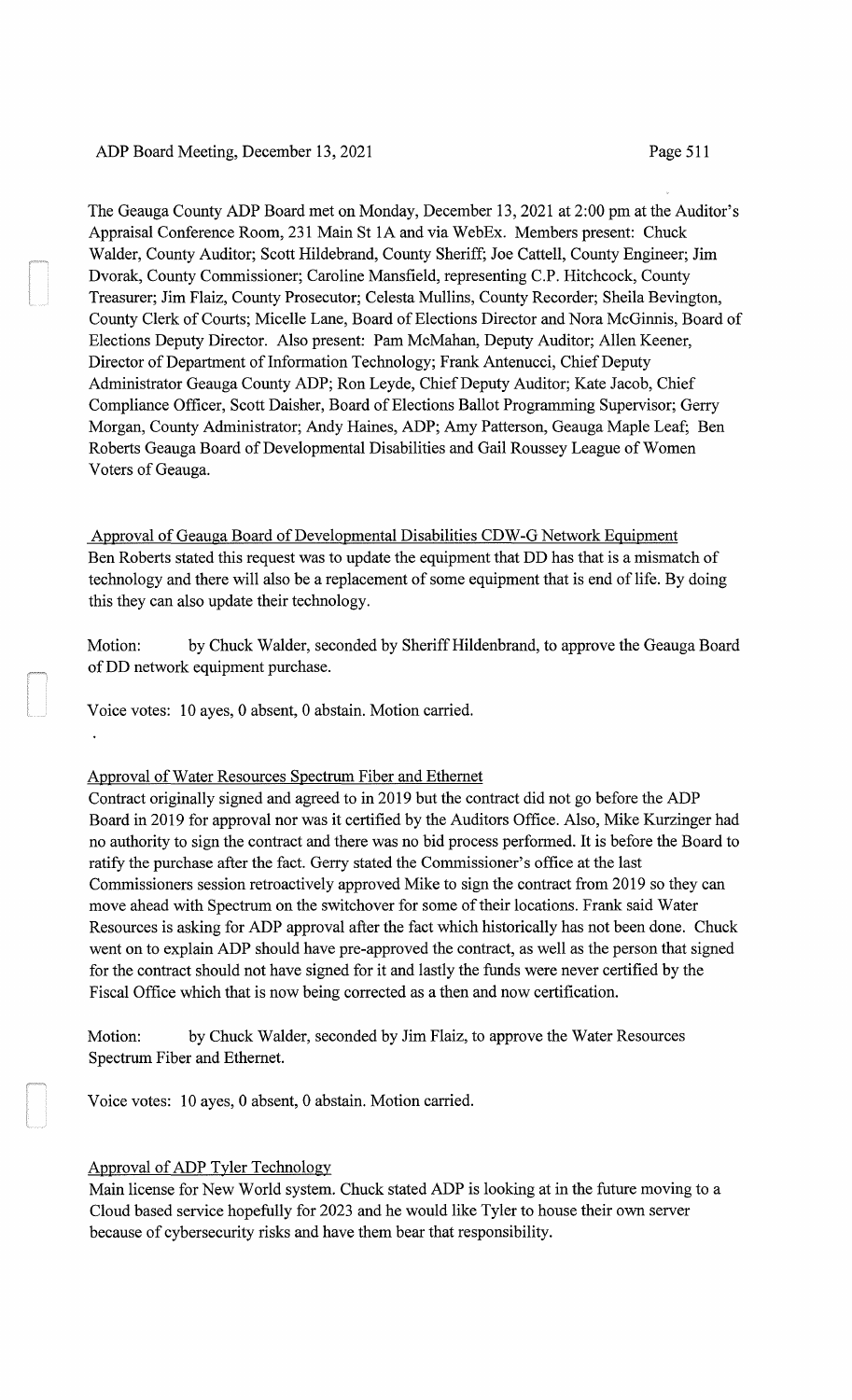The Geauga County ADP Board met on Monday, December 13, 2021 at 2:00 pm at the Auditor's Appraisal Conference Room, 231 Main St 1A and via WebEx. Members present: Chuck Walder, County Auditor; Scott Hildebrand, County Sheriff; Joe Cattell, County Engineer; Jim Dvorak, County Commissioner; Caroline Mansfield, representing C.P. Hitchcock, County Treasurer; Jim Flaiz, County Prosecutor; Celesta Mullins, County Recorder; Sheila Bevington, County Clerk of Courts; Micelle Lane, Board of Elections Director and Nora McGinnis, Board of Elections Deputy Director. Also present: Pam McMahan, Deputy Auditor; Allen Keener, Director of Department of Information Technology; Frank Antenucci, Chief Deputy Administrator Geauga County ADP; Ron Leyde, Chief Deputy Auditor; Kate Jacob, Chief Compliance Officer, Scott Daisher, Board of Elections Ballot Programming Supervisor; Gerry Morgan, County Administrator; Andy Haines, ADP; Amy Patterson, Geauga Maple Leaf; Ben Roberts Geauga Board of Developmental Disabilities and Gail Roussey League of Women Voters of Geauga.

Approval of Geauga Board of Developmental Disabilities CDW-G Network Equipment

Ben Roberts stated this request was to update the equipment that DD has that is a mismatch of technology and there will also be a replacement of some equipment that is end of life. By doing this they can also update their technology.

Motion: by Chuck Walder, seconded by Sheriff Hildenbrand, to approve the Geauga Board of DD network equipment purchase.

Voice votes: 10 ayes, 0 absent, 0 abstain. Motion carried.

Approval of Water Resources Spectrum Fiber and Ethernet

Contract originally signed and agreed to in 2019 but the contract did not go before the ADP Board in 2019 for approval nor was it certified by the Auditors Office. Also, Mike Kurzinger had no authority to sign the contract and there was no bid process performed. It is before the Board to ratify the purchase after the fact. Gerry stated the Commissioner's office at the last Commissioners session retroactively approved Mike to sign the contract from 2019 so they can move ahead with Spectrum on the switchover for some of their locations. Frank said Water Resources is asking for ADP approval after the fact which historically has not been done. Chuck went on to explain ADP should have pre-approved the contract, as well as the person that signed for the contract should not have signed for it and lastly the funds were never certified by the Fiscal Office which that is now being corrected as a then and now certification.

Motion: by Chuck Walder, seconded by Jim Flaiz, to approve the Water Resources Spectrum Fiber and Ethernet.

Voice votes: 10 ayes, 0 absent, 0 abstain. Motion carried.

Approval of ADP Tyler Technology

Main license for New World system. Chuck stated ADP is looking at in the future moving to a Cloud based service hopefully for 2023 and he would like Tyler to house their own server because of cybersecurity risks and have them bear that responsibility.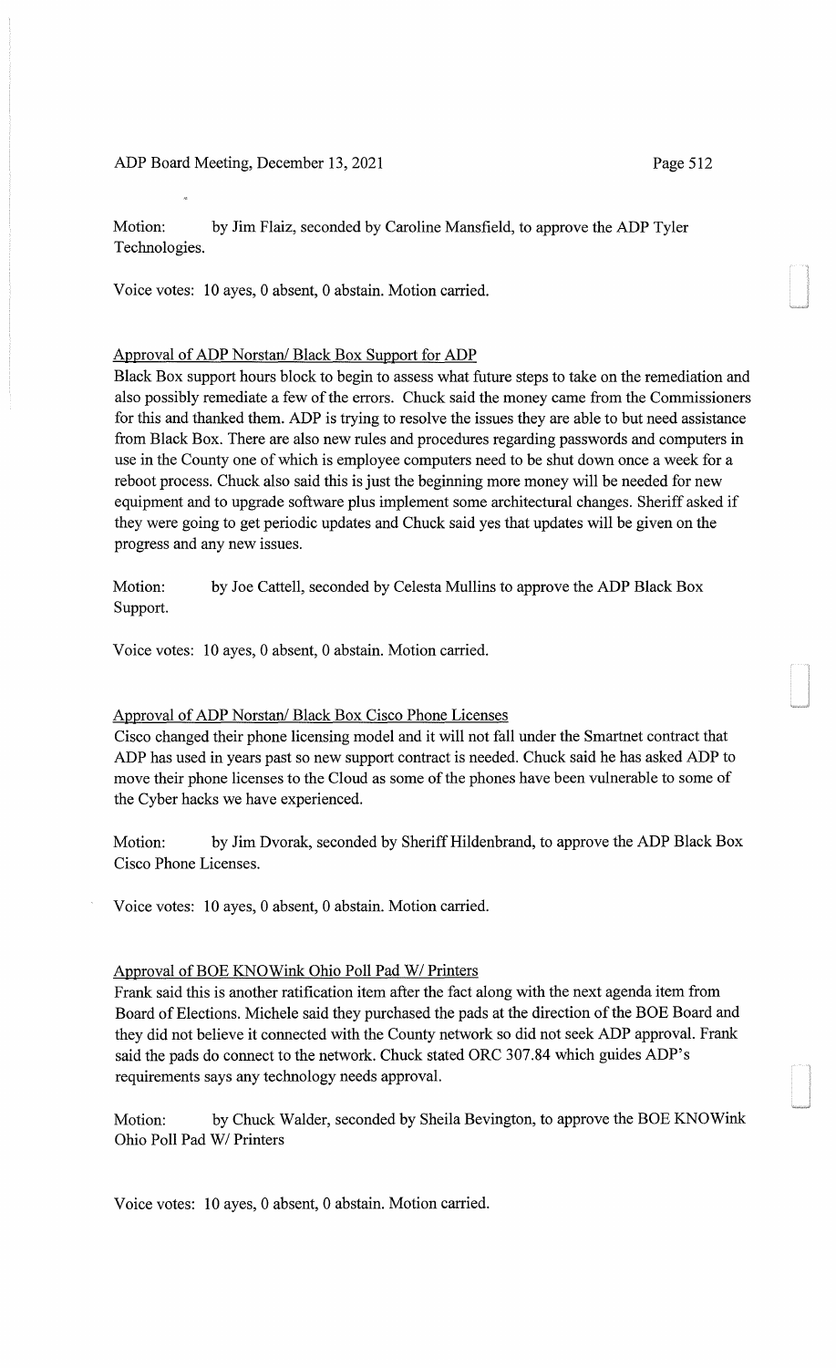Motion: by Jim Flaiz, seconded by Caroline Mansfield, to approve the ADP Tyler Technologies.

Voice votes: 10 ayes, 0 absent, 0 abstain. Motion carried.

Approval of ADP Norstan/ Black Box Support for ADP

Black Box support hours block to begin to assess what future steps to take on the remediation and also possibly remediate a few of the errors. Chuck said the money came from the Commissioners for this and thanked them. ADP is trying to resolve the issues they are able to but need assistance from Black Box. There are also new rules and procedures regarding passwords and computers in use in the County one of which is employee computers need to be shut down once a week for a reboot process. Chuck also said this is just the beginning more money will be needed for new equipment and to upgrade software plus implement some architectural changes. Sheriff asked if they were going to get periodic updates and Chuck said yes that updates will be given on the progress and any new issues.

Motion: by Joe Cattell, seconded by Celesta Mullins to approve the ADP Black Box Support.

Voice votes: 10 ayes, 0 absent, 0 abstain. Motion carried.

Approval of ADP Norstan/ Black Box Cisco Phone Licenses

Cisco changed their phone licensing model and it will not fall under the Smartnet contract that ADP has used in years past so new support contract is needed. Chuck said he has asked ADP to move their phone licenses to the Cloud as some of the phones have been vulnerable to some of the Cyber hacks we have experienced.

Motion: by Jim Dvorak, seconded by Sheriff Hildenbrand, to approve the ADP Black Box Cisco Phone Licenses.

Voice votes: 10 ayes, 0 absent, 0 abstain. Motion carried.

Approval of BOE KNOWink Ohio Poll Pad W/ Printers

Frank said this is another ratification item after the fact along with the next agenda item from Board of Elections. Michele said they purchased the pads at the direction of the BOE Board and they did not believe it connected with the County network so did not seek ADP approval. Frank said the pads do connect to the network. Chuck stated ORC 307.84 which guides ADP's requirements says any technology needs approval.

Motion: by Chuck Walder, seconded by Sheila Bevington, to approve the BOE KNOWink Ohio Poll Pad W/ Printers

Voice votes: 10 ayes, 0 absent, 0 abstain. Motion carried.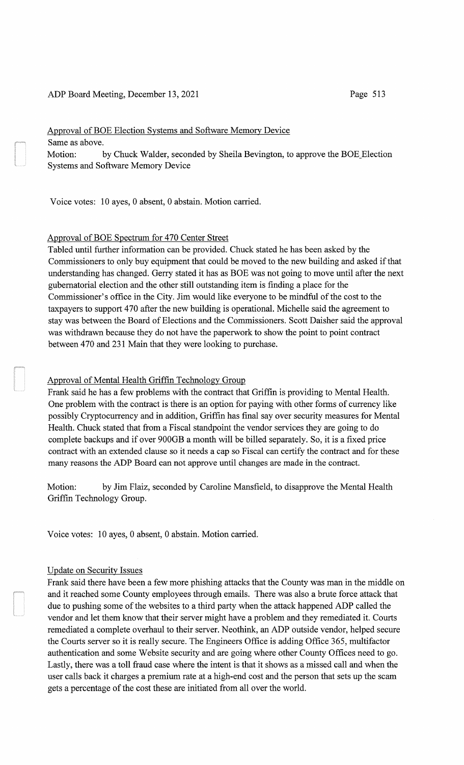### Approval of BOE Election Systems and Software Memory Device

Same as above.

Motion: by Chuck Walder, seconded by Sheila Bevington, to approve the BOE Election Systems and Software Memory Device

Voice votes: 10 ayes, 0 absent, 0 abstain. Motion carried.

### Approval of BOE Spectrum for 470 Center Street

Tabled until further information can be provided. Chuck stated he has been asked by the Commissioners to only buy equipment that could be moved to the new building and asked if that understanding has changed. Gerry stated it has as BOE was not going to move until after the next gubernatorial election and the other still outstanding item is finding a place for the Commissioner's office in the City. Jim would like everyone to be mindful of the cost to the taxpayers to support 470 after the new building is operational. Michelle said the agreement to stay was between the Board of Elections and the Commissioners. Scott Daisher said the approval was withdrawn because they do not have the paperwork to show the point to point contract between 470 and 231 Main that they were looking to purchase.

### Approval of Mental Health Griffin Technology Group

Frank said he has a few problems with the contract that Griffin is providing to Mental Health. One problem with the contract is there is an option for paying with other forms of currency like possibly Cryptocurrency and in addition, Griffin has final say over security measures for Mental Health. Chuck stated that from a Fiscal standpoint the vendor services they are going to do complete backups and if over 900GB a month will be billed separately. So, it is a fixed price contract with an extended clause so it needs a cap so Fiscal can certify the contract and for these many reasons the ADP Board can not approve until changes are made in the contract.

Motion: by Jim Flaiz, seconded by Caroline Mansfield, to disapprove the Mental Health Griffin Technology Group.

Voice votes: 10 ayes, 0 absent, 0 abstain. Motion carried.

### Update on Security Issues

Frank said there have been a few more phishing attacks that the County was man in the middle on and it reached some County employees through emails. There was also a brute force attack that due to pushing some of the websites to a third party when the attack happened ADP called the vendor and let them know that their server might have a problem and they remediated it. Courts remediated a complete overhaul to their server. Neothink, an ADP outside vendor, helped secure the Courts server so it is really secure. The Engineers Office is adding Office 365, multifactor authentication and some Website security and are going where other County Offices need to go. Lastly, there was a toll fraud case where the intent is that it shows as a missed call and when the user calls back it charges a premium rate at a high-end cost and the person that sets up the scam gets a percentage of the cost these are initiated from all over the world.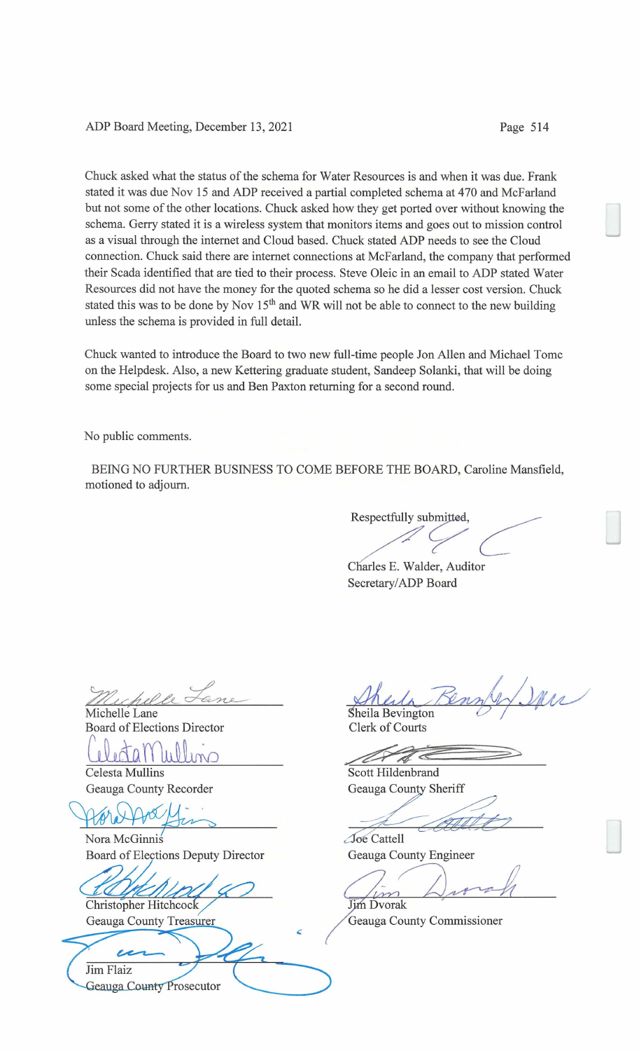Chuck asked what the status of the schema for Water Resources is and when it was due. Frank stated it was due Nov 15 and ADP received a partial completed schema at 470 and McFarland but not some of the other locations. Chuck asked how they get ported over without knowing the schema. Gerry stated it is a wireless system that monitors items and goes out to mission control as a visual through the internet and Cloud based. Chuck stated ADP needs to see the Cloud connection. Chuck said there are internet connections at McFarland, the company that performed their Scada identified that are tied to their process. Steve Oleic in an email to ADP stated Water Resources did not have the money for the quoted schema so he did a lesser cost version. Chuck stated this was to be done by Nov 15th and WR will not be able to connect to the new building unless the schema is provided in full detail.

Chuck wanted to introduce the Board to two new full-time people Jon Allen and Michael Tomc on the Helpdesk. Also, a new Kettering graduate student, Sandeep Solanki, that will be doing some special projects for us and Ben Paxton returning for a second round.

No public comments.

BEING NO FURTHER BUSINESS TO COME BEFORE THE BOARD, Caroline Mansfield, motioned to adjourn.

Respectfully submitted,

Charles E. Walder, Auditor
Secretary/ADP Board

Michelle Lane
Board of Elections Director

Celesta Mullins
Geauga County Recorder

Nora McGinnis
Board of Elections Deputy Director

Christopher Hitchcock
Geauga County Treasurer

Jim Flaiz
Geauga County Prosecutor

Sheila Bevington
Clerk of Courts

Scott Hildenbrand
Geauga County Sheriff

Joe Cattell
Geauga County Engineer

Jim Dvorak
Geauga County Commissioner